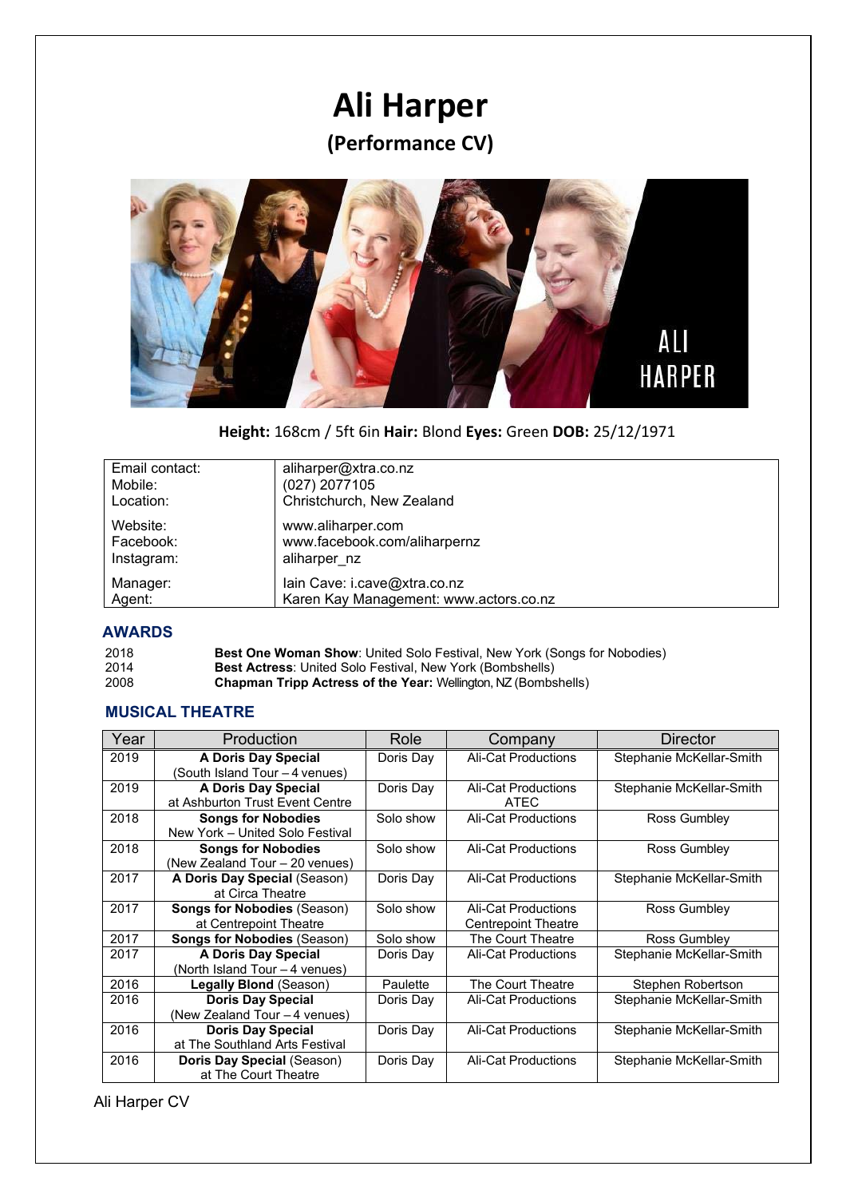# Ali Harper

## (Performance CV)

**Height:** 168cm / 5ft 6in **Hair:** Blond **Eyes:** Green **DOB:** 25/12/1971

| | |
|---|---|
| Email contact: | aliharper@xtra.co.nz |
| Mobile: | (027) 2077105 |
| Location: | Christchurch, New Zealand |
| Website: | www.aliharper.com |
| Facebook: | www.facebook.com/aliharpernz |
| Instagram: | aliharper_nz |
| Manager: | Iain Cave: i.cave@xtra.co.nz |
| Agent: | Karen Kay Management: www.actors.co.nz |

## AWARDS

| | |
|---|---|
| 2018 | **Best One Woman Show**: United Solo Festival, New York (Songs for Nobodies) |
| 2014 | **Best Actress**: United Solo Festival, New York (Bombshells) |
| 2008 | **Chapman Tripp Actress of the Year:** Wellington, NZ (Bombshells) |

## MUSICAL THEATRE

| Year | Production | Role | Company | Director |
|---|---|---|---|---|
| 2019 | **A Doris Day Special** (South Island Tour – 4 venues) | Doris Day | Ali-Cat Productions | Stephanie McKellar-Smith |
| 2019 | **A Doris Day Special** at Ashburton Trust Event Centre | Doris Day | Ali-Cat Productions ATEC | Stephanie McKellar-Smith |
| 2018 | **Songs for Nobodies** New York – United Solo Festival | Solo show | Ali-Cat Productions | Ross Gumbley |
| 2018 | **Songs for Nobodies** (New Zealand Tour – 20 venues) | Solo show | Ali-Cat Productions | Ross Gumbley |
| 2017 | **A Doris Day Special** (Season) at Circa Theatre | Doris Day | Ali-Cat Productions | Stephanie McKellar-Smith |
| 2017 | **Songs for Nobodies** (Season) at Centrepoint Theatre | Solo show | Ali-Cat Productions Centrepoint Theatre | Ross Gumbley |
| 2017 | **Songs for Nobodies** (Season) | Solo show | The Court Theatre | Ross Gumbley |
| 2017 | **A Doris Day Special** (North Island Tour – 4 venues) | Doris Day | Ali-Cat Productions | Stephanie McKellar-Smith |
| 2016 | **Legally Blond** (Season) | Paulette | The Court Theatre | Stephen Robertson |
| 2016 | **Doris Day Special** (New Zealand Tour – 4 venues) | Doris Day | Ali-Cat Productions | Stephanie McKellar-Smith |
| 2016 | **Doris Day Special** at The Southland Arts Festival | Doris Day | Ali-Cat Productions | Stephanie McKellar-Smith |
| 2016 | **Doris Day Special** (Season) at The Court Theatre | Doris Day | Ali-Cat Productions | Stephanie McKellar-Smith |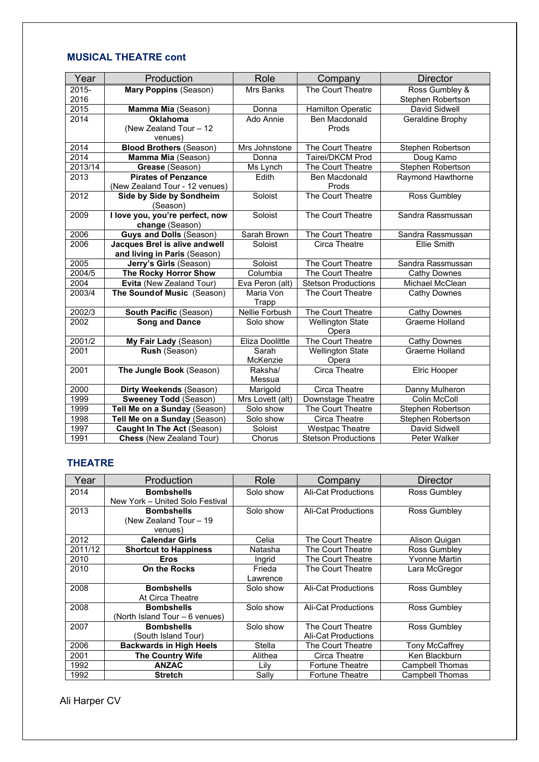## MUSICAL THEATRE cont

| Year | Production | Role | Company | Director |
|---|---|---|---|---|
| 2015-2016 | **Mary Poppins** (Season) | Mrs Banks | The Court Theatre | Ross Gumbley & Stephen Robertson |
| 2015 | **Mamma Mia** (Season) | Donna | Hamilton Operatic | David Sidwell |
| 2014 | **Oklahoma** (New Zealand Tour – 12 venues) | Ado Annie | Ben Macdonald Prods | Geraldine Brophy |
| 2014 | **Blood Brothers** (Season) | Mrs Johnstone | The Court Theatre | Stephen Robertson |
| 2014 | **Mamma Mia** (Season) | Donna | Tairei/DKCM Prod | Doug Kamo |
| 2013/14 | **Grease** (Season) | Ms Lynch | The Court Theatre | Stephen Robertson |
| 2013 | **Pirates of Penzance** (New Zealand Tour - 12 venues) | Edith | Ben Macdonald Prods | Raymond Hawthorne |
| 2012 | **Side by Side by Sondheim** (Season) | Soloist | The Court Theatre | Ross Gumbley |
| 2009 | **I love you, you're perfect, now change** (Season) | Soloist | The Court Theatre | Sandra Rassmussan |
| 2006 | **Guys and Dolls** (Season) | Sarah Brown | The Court Theatre | Sandra Rassmussan |
| 2006 | **Jacques Brel is alive and well and living in Paris** (Season) | Soloist | Circa Theatre | Ellie Smith |
| 2005 | **Jerry's Girls** (Season) | Soloist | The Court Theatre | Sandra Rassmussan |
| 2004/5 | **The Rocky Horror Show** | Columbia | The Court Theatre | Cathy Downes |
| 2004 | **Evita** (New Zealand Tour) | Eva Peron (alt) | Stetson Productions | Michael McClean |
| 2003/4 | **The Sound of Music** (Season) | Maria Von Trapp | The Court Theatre | Cathy Downes |
| 2002/3 | **South Pacific** (Season) | Nellie Forbush | The Court Theatre | Cathy Downes |
| 2002 | **Song and Dance** | Solo show | Wellington State Opera | Graeme Holland |
| 2001/2 | **My Fair Lady** (Season) | Eliza Doolittle | The Court Theatre | Cathy Downes |
| 2001 | **Rush** (Season) | Sarah McKenzie | Wellington State Opera | Graeme Holland |
| 2001 | **The Jungle Book** (Season) | Raksha/ Messua | Circa Theatre | Elric Hooper |
| 2000 | **Dirty Weekends** (Season) | Marigold | Circa Theatre | Danny Mulheron |
| 1999 | **Sweeney Todd** (Season) | Mrs Lovett (alt) | Downstage Theatre | Colin McColl |
| 1999 | **Tell Me on a Sunday** (Season) | Solo show | The Court Theatre | Stephen Robertson |
| 1998 | **Tell Me on a Sunday** (Season) | Solo show | Circa Theatre | Stephen Robertson |
| 1997 | **Caught In The Act** (Season) | Soloist | Westpac Theatre | David Sidwell |
| 1991 | **Chess** (New Zealand Tour) | Chorus | Stetson Productions | Peter Walker |

## THEATRE

| Year | Production | Role | Company | Director |
|---|---|---|---|---|
| 2014 | **Bombshells** New York – United Solo Festival | Solo show | Ali-Cat Productions | Ross Gumbley |
| 2013 | **Bombshells** (New Zealand Tour – 19 venues) | Solo show | Ali-Cat Productions | Ross Gumbley |
| 2012 | **Calendar Girls** | Celia | The Court Theatre | Alison Quigan |
| 2011/12 | **Shortcut to Happiness** | Natasha | The Court Theatre | Ross Gumbley |
| 2010 | **Eros** | Ingrid | The Court Theatre | Yvonne Martin |
| 2010 | **On the Rocks** | Frieda Lawrence | The Court Theatre | Lara McGregor |
| 2008 | **Bombshells** At Circa Theatre | Solo show | Ali-Cat Productions | Ross Gumbley |
| 2008 | **Bombshells** (North Island Tour – 6 venues) | Solo show | Ali-Cat Productions | Ross Gumbley |
| 2007 | **Bombshells** (South Island Tour) | Solo show | The Court Theatre Ali-Cat Productions | Ross Gumbley |
| 2006 | **Backwards in High Heels** | Stella | The Court Theatre | Tony McCaffrey |
| 2001 | **The Country Wife** | Alithea | Circa Theatre | Ken Blackburn |
| 1992 | **ANZAC** | Lily | Fortune Theatre | Campbell Thomas |
| 1992 | **Stretch** | Sally | Fortune Theatre | Campbell Thomas |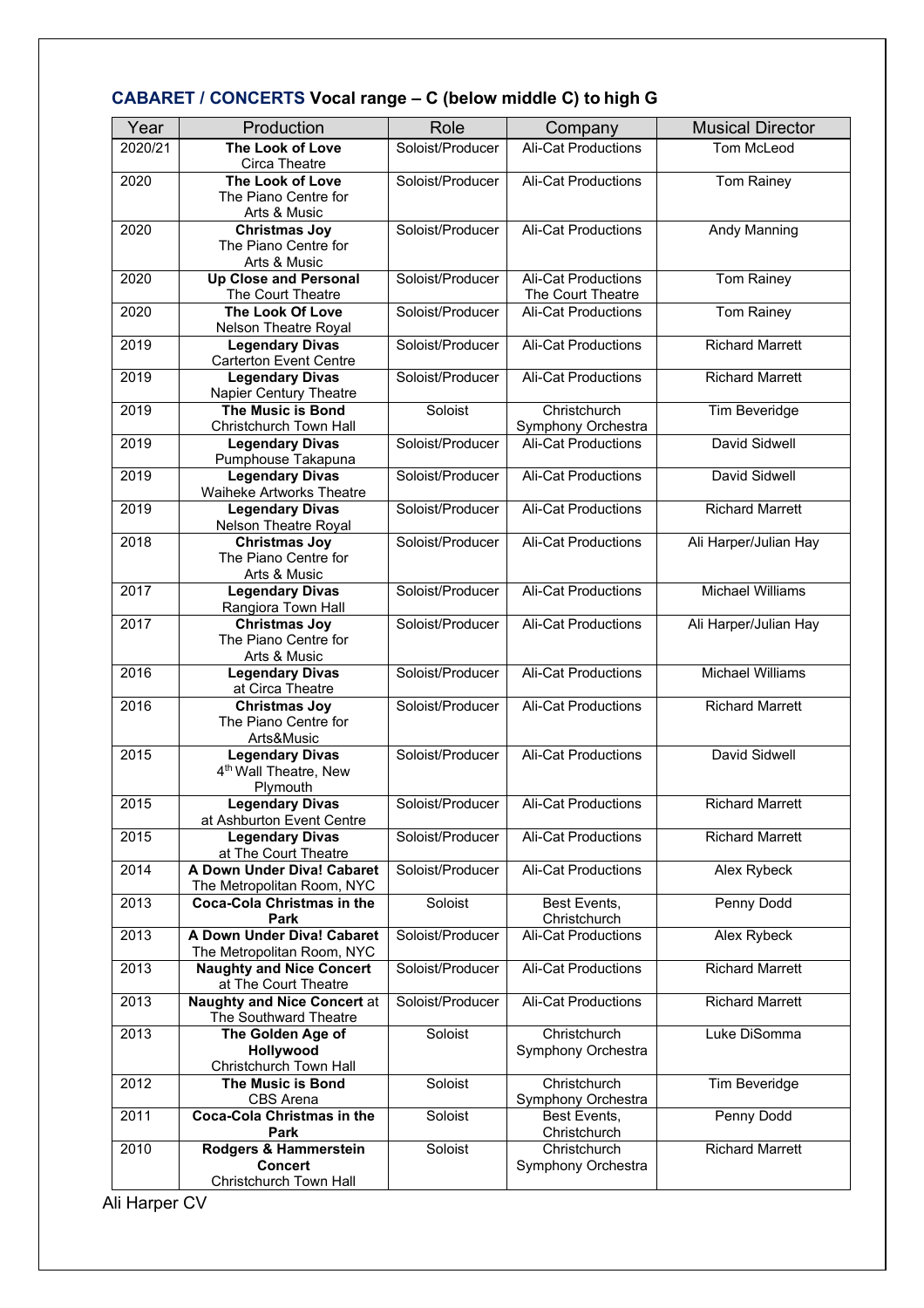## **CABARET / CONCERTS** Vocal range – C (below middle C) to high G

| Year | Production | Role | Company | Musical Director |
|---|---|---|---|---|
| 2020/21 | **The Look of Love** Circa Theatre | Soloist/Producer | Ali-Cat Productions | Tom McLeod |
| 2020 | **The Look of Love** The Piano Centre for Arts & Music | Soloist/Producer | Ali-Cat Productions | Tom Rainey |
| 2020 | **Christmas Joy** The Piano Centre for Arts & Music | Soloist/Producer | Ali-Cat Productions | Andy Manning |
| 2020 | **Up Close and Personal** The Court Theatre | Soloist/Producer | Ali-Cat Productions The Court Theatre | Tom Rainey |
| 2020 | **The Look Of Love** Nelson Theatre Royal | Soloist/Producer | Ali-Cat Productions | Tom Rainey |
| 2019 | **Legendary Divas** Carterton Event Centre | Soloist/Producer | Ali-Cat Productions | Richard Marrett |
| 2019 | **Legendary Divas** Napier Century Theatre | Soloist/Producer | Ali-Cat Productions | Richard Marrett |
| 2019 | **The Music is Bond** Christchurch Town Hall | Soloist | Christchurch Symphony Orchestra | Tim Beveridge |
| 2019 | **Legendary Divas** Pumphouse Takapuna | Soloist/Producer | Ali-Cat Productions | David Sidwell |
| 2019 | **Legendary Divas** Waiheke Artworks Theatre | Soloist/Producer | Ali-Cat Productions | David Sidwell |
| 2019 | **Legendary Divas** Nelson Theatre Royal | Soloist/Producer | Ali-Cat Productions | Richard Marrett |
| 2018 | **Christmas Joy** The Piano Centre for Arts & Music | Soloist/Producer | Ali-Cat Productions | Ali Harper/Julian Hay |
| 2017 | **Legendary Divas** Rangiora Town Hall | Soloist/Producer | Ali-Cat Productions | Michael Williams |
| 2017 | **Christmas Joy** The Piano Centre for Arts & Music | Soloist/Producer | Ali-Cat Productions | Ali Harper/Julian Hay |
| 2016 | **Legendary Divas** at Circa Theatre | Soloist/Producer | Ali-Cat Productions | Michael Williams |
| 2016 | **Christmas Joy** The Piano Centre for Arts&Music | Soloist/Producer | Ali-Cat Productions | Richard Marrett |
| 2015 | **Legendary Divas** 4th Wall Theatre, New Plymouth | Soloist/Producer | Ali-Cat Productions | David Sidwell |
| 2015 | **Legendary Divas** at Ashburton Event Centre | Soloist/Producer | Ali-Cat Productions | Richard Marrett |
| 2015 | **Legendary Divas** at The Court Theatre | Soloist/Producer | Ali-Cat Productions | Richard Marrett |
| 2014 | **A Down Under Diva! Cabaret** The Metropolitan Room, NYC | Soloist/Producer | Ali-Cat Productions | Alex Rybeck |
| 2013 | **Coca-Cola Christmas in the Park** | Soloist | Best Events, Christchurch | Penny Dodd |
| 2013 | **A Down Under Diva! Cabaret** The Metropolitan Room, NYC | Soloist/Producer | Ali-Cat Productions | Alex Rybeck |
| 2013 | **Naughty and Nice Concert** at The Court Theatre | Soloist/Producer | Ali-Cat Productions | Richard Marrett |
| 2013 | **Naughty and Nice Concert** at The Southward Theatre | Soloist/Producer | Ali-Cat Productions | Richard Marrett |
| 2013 | **The Golden Age of Hollywood** Christchurch Town Hall | Soloist | Christchurch Symphony Orchestra | Luke DiSomma |
| 2012 | **The Music is Bond** CBS Arena | Soloist | Christchurch Symphony Orchestra | Tim Beveridge |
| 2011 | **Coca-Cola Christmas in the Park** | Soloist | Best Events, Christchurch | Penny Dodd |
| 2010 | **Rodgers & Hammerstein Concert** Christchurch Town Hall | Soloist | Christchurch Symphony Orchestra | Richard Marrett |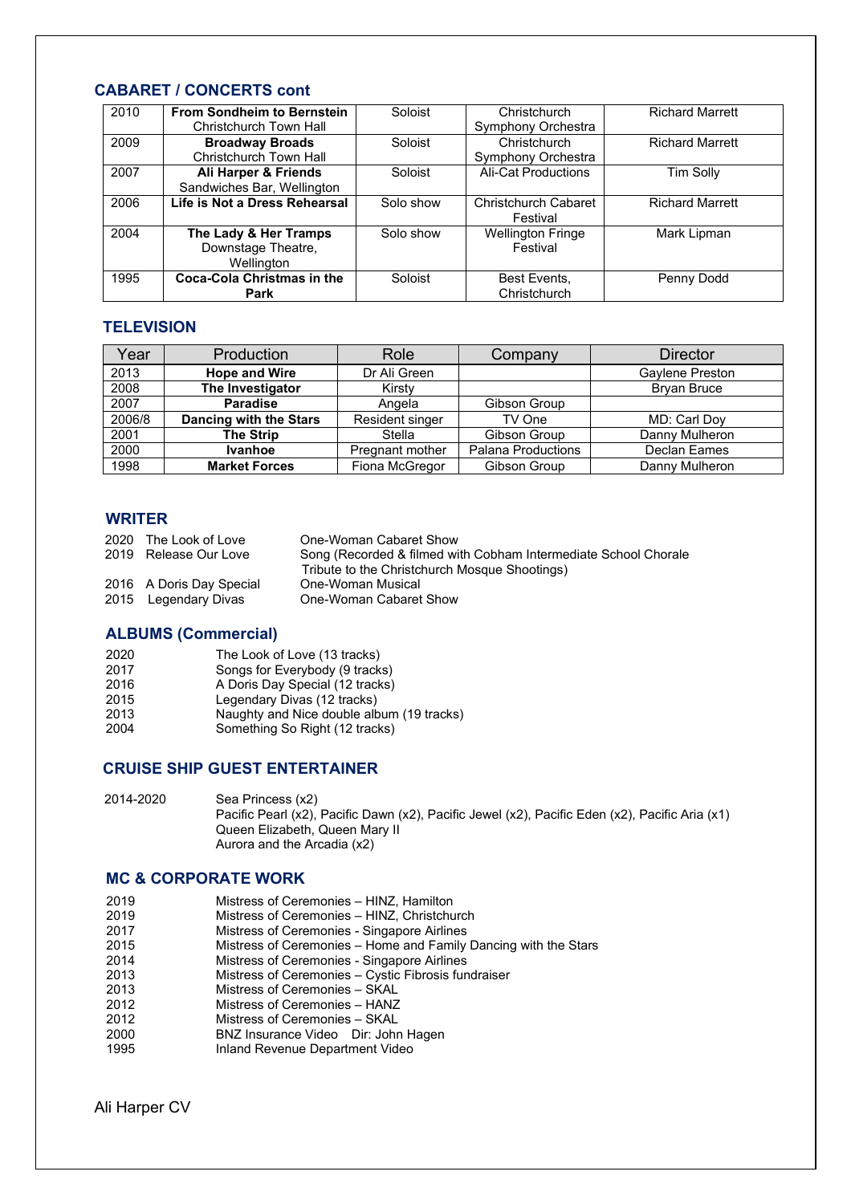## CABARET / CONCERTS cont

| | | | | |
|---|---|---|---|---|
| 2010 | **From Sondheim to Bernstein** Christchurch Town Hall | Soloist | Christchurch Symphony Orchestra | Richard Marrett |
| 2009 | **Broadway Broads** Christchurch Town Hall | Soloist | Christchurch Symphony Orchestra | Richard Marrett |
| 2007 | **Ali Harper & Friends** Sandwiches Bar, Wellington | Soloist | Ali-Cat Productions | Tim Solly |
| 2006 | **Life is Not a Dress Rehearsal** | Solo show | Christchurch Cabaret Festival | Richard Marrett |
| 2004 | **The Lady & Her Tramps** Downstage Theatre, Wellington | Solo show | Wellington Fringe Festival | Mark Lipman |
| 1995 | **Coca-Cola Christmas in the Park** | Soloist | Best Events, Christchurch | Penny Dodd |

## TELEVISION

| Year | Production | Role | Company | Director |
|---|---|---|---|---|
| 2013 | **Hope and Wire** | Dr Ali Green | | Gaylene Preston |
| 2008 | **The Investigator** | Kirsty | | Bryan Bruce |
| 2007 | **Paradise** | Angela | Gibson Group | |
| 2006/8 | **Dancing with the Stars** | Resident singer | TV One | MD: Carl Doy |
| 2001 | **The Strip** | Stella | Gibson Group | Danny Mulheron |
| 2000 | **Ivanhoe** | Pregnant mother | Palana Productions | Declan Eames |
| 1998 | **Market Forces** | Fiona McGregor | Gibson Group | Danny Mulheron |

## WRITER

| | | |
|---|---|---|
| 2020 | The Look of Love | One-Woman Cabaret Show |
| 2019 | Release Our Love | Song (Recorded & filmed with Cobham Intermediate School Chorale Tribute to the Christchurch Mosque Shootings) |
| 2016 | A Doris Day Special | One-Woman Musical |
| 2015 | Legendary Divas | One-Woman Cabaret Show |

## ALBUMS (Commercial)

2020 The Look of Love (13 tracks)
2017 Songs for Everybody (9 tracks)
2016 A Doris Day Special (12 tracks)
2015 Legendary Divas (12 tracks)
2013 Naughty and Nice double album (19 tracks)
2004 Something So Right (12 tracks)

## CRUISE SHIP GUEST ENTERTAINER

2014-2020 Sea Princess (x2)
Pacific Pearl (x2), Pacific Dawn (x2), Pacific Jewel (x2), Pacific Eden (x2), Pacific Aria (x1)
Queen Elizabeth, Queen Mary II
Aurora and the Arcadia (x2)

## MC & CORPORATE WORK

2019 Mistress of Ceremonies – HINZ, Hamilton
2019 Mistress of Ceremonies – HINZ, Christchurch
2017 Mistress of Ceremonies - Singapore Airlines
2015 Mistress of Ceremonies – Home and Family Dancing with the Stars
2014 Mistress of Ceremonies - Singapore Airlines
2013 Mistress of Ceremonies – Cystic Fibrosis fundraiser
2013 Mistress of Ceremonies – SKAL
2012 Mistress of Ceremonies – HANZ
2012 Mistress of Ceremonies – SKAL
2000 BNZ Insurance Video Dir: John Hagen
1995 Inland Revenue Department Video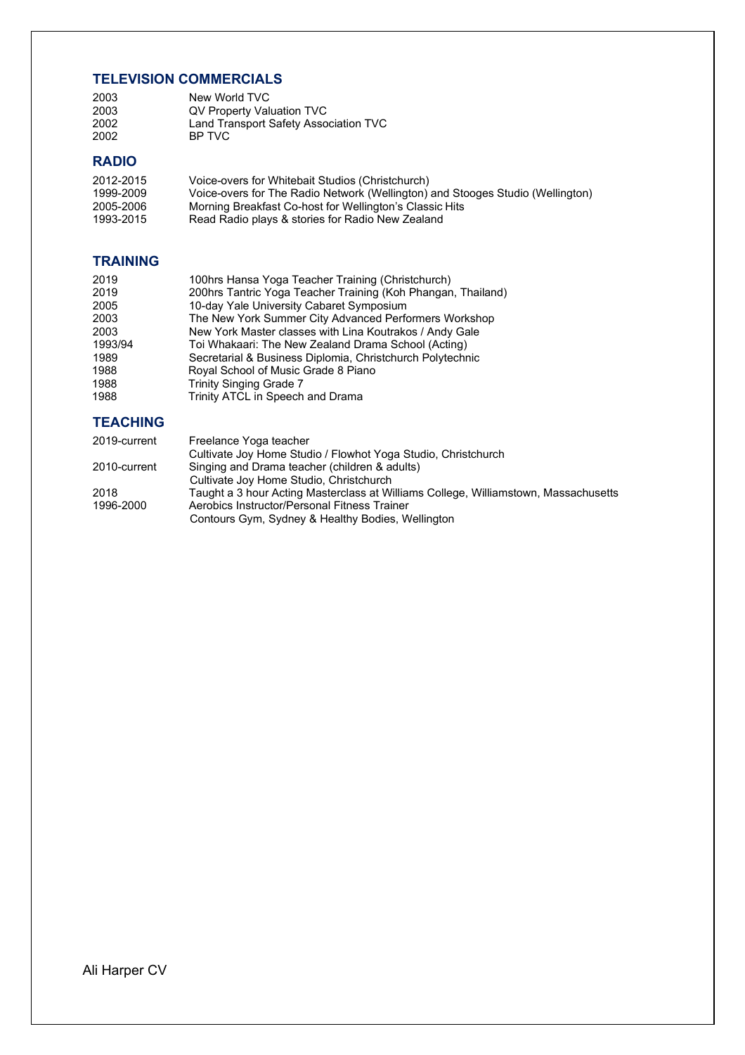## TELEVISION COMMERCIALS

| | |
|---|---|
| 2003 | New World TVC |
| 2003 | QV Property Valuation TVC |
| 2002 | Land Transport Safety Association TVC |
| 2002 | BP TVC |

## RADIO

| | |
|---|---|
| 2012-2015 | Voice-overs for Whitebait Studios (Christchurch) |
| 1999-2009 | Voice-overs for The Radio Network (Wellington) and Stooges Studio (Wellington) |
| 2005-2006 | Morning Breakfast Co-host for Wellington's Classic Hits |
| 1993-2015 | Read Radio plays & stories for Radio New Zealand |

## TRAINING

| | |
|---|---|
| 2019 | 100hrs Hansa Yoga Teacher Training (Christchurch) |
| 2019 | 200hrs Tantric Yoga Teacher Training (Koh Phangan, Thailand) |
| 2005 | 10-day Yale University Cabaret Symposium |
| 2003 | The New York Summer City Advanced Performers Workshop |
| 2003 | New York Master classes with Lina Koutrakos / Andy Gale |
| 1993/94 | Toi Whakaari: The New Zealand Drama School (Acting) |
| 1989 | Secretarial & Business Diploma, Christchurch Polytechnic |
| 1988 | Royal School of Music Grade 8 Piano |
| 1988 | Trinity Singing Grade 7 |
| 1988 | Trinity ATCL in Speech and Drama |

## TEACHING

| | |
|---|---|
| 2019-current | Freelance Yoga teacher<br>Cultivate Joy Home Studio / Flowhot Yoga Studio, Christchurch |
| 2010-current | Singing and Drama teacher (children & adults)<br>Cultivate Joy Home Studio, Christchurch |
| 2018 | Taught a 3 hour Acting Masterclass at Williams College, Williamstown, Massachusetts |
| 1996-2000 | Aerobics Instructor/Personal Fitness Trainer<br>Contours Gym, Sydney & Healthy Bodies, Wellington |